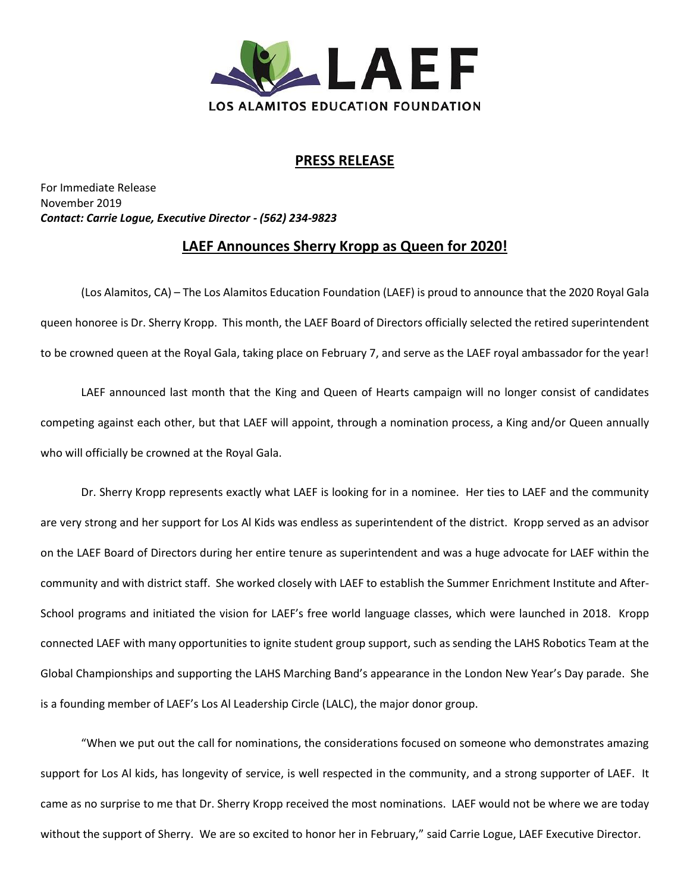LAEF

LOS ALAMITOS EDUCATION FOUNDATION

## PRESS RELEASE

For Immediate Release
November 2019
***Contact: Carrie Logue, Executive Director - (562) 234-9823***

## LAEF Announces Sherry Kropp as Queen for 2020!

(Los Alamitos, CA) – The Los Alamitos Education Foundation (LAEF) is proud to announce that the 2020 Royal Gala queen honoree is Dr. Sherry Kropp. This month, the LAEF Board of Directors officially selected the retired superintendent to be crowned queen at the Royal Gala, taking place on February 7, and serve as the LAEF royal ambassador for the year!

LAEF announced last month that the King and Queen of Hearts campaign will no longer consist of candidates competing against each other, but that LAEF will appoint, through a nomination process, a King and/or Queen annually who will officially be crowned at the Royal Gala.

Dr. Sherry Kropp represents exactly what LAEF is looking for in a nominee. Her ties to LAEF and the community are very strong and her support for Los Al Kids was endless as superintendent of the district. Kropp served as an advisor on the LAEF Board of Directors during her entire tenure as superintendent and was a huge advocate for LAEF within the community and with district staff. She worked closely with LAEF to establish the Summer Enrichment Institute and After-School programs and initiated the vision for LAEF's free world language classes, which were launched in 2018. Kropp connected LAEF with many opportunities to ignite student group support, such as sending the LAHS Robotics Team at the Global Championships and supporting the LAHS Marching Band's appearance in the London New Year's Day parade. She is a founding member of LAEF's Los Al Leadership Circle (LALC), the major donor group.

"When we put out the call for nominations, the considerations focused on someone who demonstrates amazing support for Los Al kids, has longevity of service, is well respected in the community, and a strong supporter of LAEF. It came as no surprise to me that Dr. Sherry Kropp received the most nominations. LAEF would not be where we are today without the support of Sherry. We are so excited to honor her in February," said Carrie Logue, LAEF Executive Director.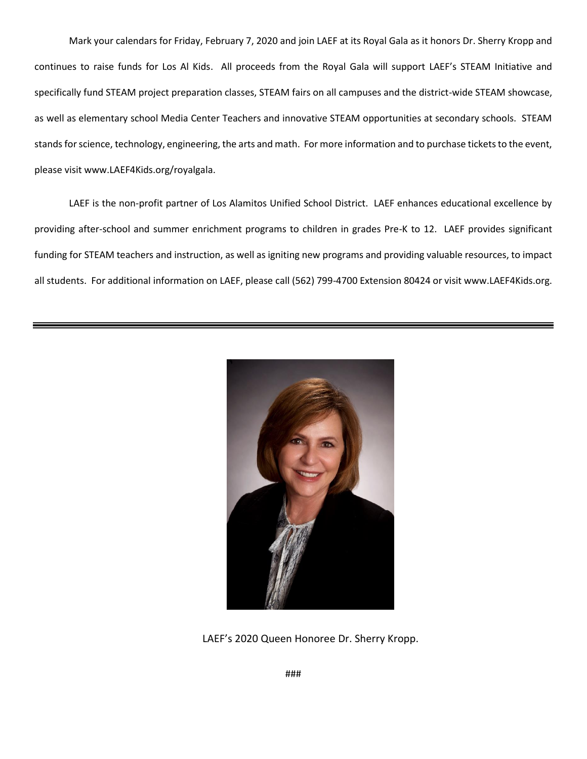Mark your calendars for Friday, February 7, 2020 and join LAEF at its Royal Gala as it honors Dr. Sherry Kropp and continues to raise funds for Los Al Kids. All proceeds from the Royal Gala will support LAEF's STEAM Initiative and specifically fund STEAM project preparation classes, STEAM fairs on all campuses and the district-wide STEAM showcase, as well as elementary school Media Center Teachers and innovative STEAM opportunities at secondary schools. STEAM stands for science, technology, engineering, the arts and math. For more information and to purchase tickets to the event, please visit www.LAEF4Kids.org/royalgala.

LAEF is the non-profit partner of Los Alamitos Unified School District. LAEF enhances educational excellence by providing after-school and summer enrichment programs to children in grades Pre-K to 12. LAEF provides significant funding for STEAM teachers and instruction, as well as igniting new programs and providing valuable resources, to impact all students. For additional information on LAEF, please call (562) 799-4700 Extension 80424 or visit www.LAEF4Kids.org.

---

LAEF's 2020 Queen Honoree Dr. Sherry Kropp.

###